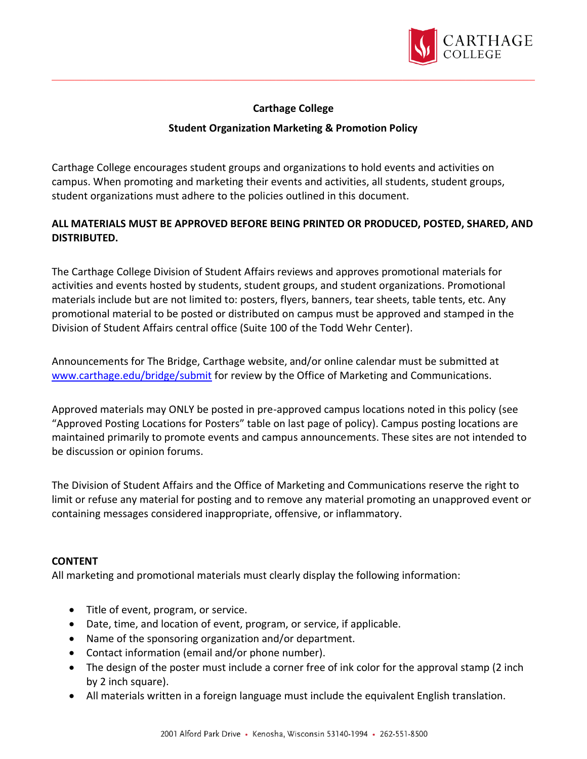**Carthage College**

**Student Organization Marketing & Promotion Policy**

Carthage College encourages student groups and organizations to hold events and activities on campus. When promoting and marketing their events and activities, all students, student groups, student organizations must adhere to the policies outlined in this document.

**ALL MATERIALS MUST BE APPROVED BEFORE BEING PRINTED OR PRODUCED, POSTED, SHARED, AND DISTRIBUTED.**

The Carthage College Division of Student Affairs reviews and approves promotional materials for activities and events hosted by students, student groups, and student organizations. Promotional materials include but are not limited to: posters, flyers, banners, tear sheets, table tents, etc. Any promotional material to be posted or distributed on campus must be approved and stamped in the Division of Student Affairs central office (Suite 100 of the Todd Wehr Center).

Announcements for The Bridge, Carthage website, and/or online calendar must be submitted at [www.carthage.edu/bridge/submit](www.carthage.edu/bridge/submit) for review by the Office of Marketing and Communications.

Approved materials may ONLY be posted in pre-approved campus locations noted in this policy (see "Approved Posting Locations for Posters" table on last page of policy). Campus posting locations are maintained primarily to promote events and campus announcements. These sites are not intended to be discussion or opinion forums.

The Division of Student Affairs and the Office of Marketing and Communications reserve the right to limit or refuse any material for posting and to remove any material promoting an unapproved event or containing messages considered inappropriate, offensive, or inflammatory.

**CONTENT**

All marketing and promotional materials must clearly display the following information:

- Title of event, program, or service.
- Date, time, and location of event, program, or service, if applicable.
- Name of the sponsoring organization and/or department.
- Contact information (email and/or phone number).
- The design of the poster must include a corner free of ink color for the approval stamp (2 inch by 2 inch square).
- All materials written in a foreign language must include the equivalent English translation.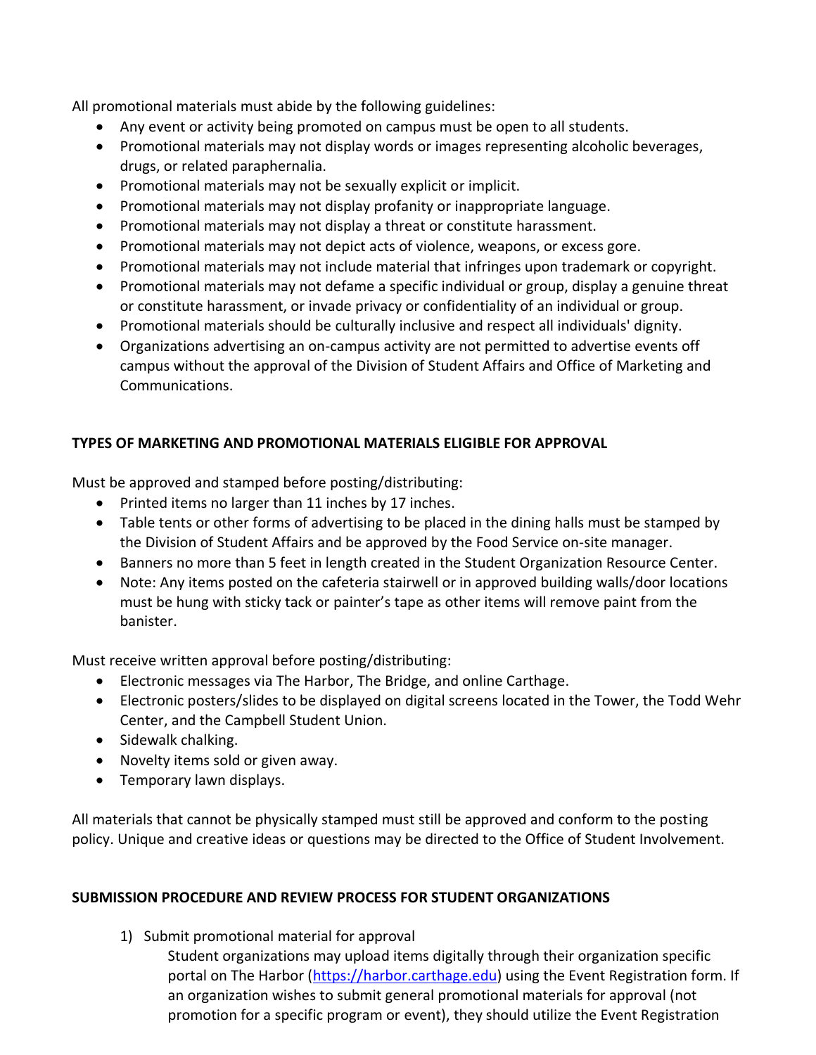All promotional materials must abide by the following guidelines:

- Any event or activity being promoted on campus must be open to all students.
- Promotional materials may not display words or images representing alcoholic beverages, drugs, or related paraphernalia.
- Promotional materials may not be sexually explicit or implicit.
- Promotional materials may not display profanity or inappropriate language.
- Promotional materials may not display a threat or constitute harassment.
- Promotional materials may not depict acts of violence, weapons, or excess gore.
- Promotional materials may not include material that infringes upon trademark or copyright.
- Promotional materials may not defame a specific individual or group, display a genuine threat or constitute harassment, or invade privacy or confidentiality of an individual or group.
- Promotional materials should be culturally inclusive and respect all individuals' dignity.
- Organizations advertising an on-campus activity are not permitted to advertise events off campus without the approval of the Division of Student Affairs and Office of Marketing and Communications.

**TYPES OF MARKETING AND PROMOTIONAL MATERIALS ELIGIBLE FOR APPROVAL**

Must be approved and stamped before posting/distributing:

- Printed items no larger than 11 inches by 17 inches.
- Table tents or other forms of advertising to be placed in the dining halls must be stamped by the Division of Student Affairs and be approved by the Food Service on-site manager.
- Banners no more than 5 feet in length created in the Student Organization Resource Center.
- Note: Any items posted on the cafeteria stairwell or in approved building walls/door locations must be hung with sticky tack or painter's tape as other items will remove paint from the banister.

Must receive written approval before posting/distributing:

- Electronic messages via The Harbor, The Bridge, and online Carthage.
- Electronic posters/slides to be displayed on digital screens located in the Tower, the Todd Wehr Center, and the Campbell Student Union.
- Sidewalk chalking.
- Novelty items sold or given away.
- Temporary lawn displays.

All materials that cannot be physically stamped must still be approved and conform to the posting policy. Unique and creative ideas or questions may be directed to the Office of Student Involvement.

**SUBMISSION PROCEDURE AND REVIEW PROCESS FOR STUDENT ORGANIZATIONS**

1) Submit promotional material for approval

   Student organizations may upload items digitally through their organization specific portal on The Harbor ([https://harbor.carthage.edu](https://harbor.carthage.edu)) using the Event Registration form. If an organization wishes to submit general promotional materials for approval (not promotion for a specific program or event), they should utilize the Event Registration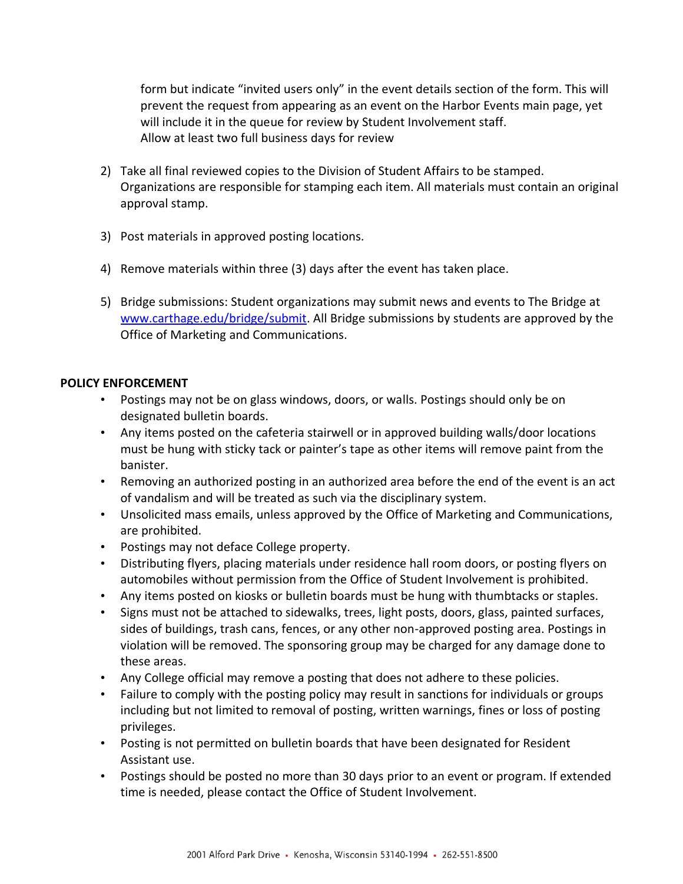form but indicate "invited users only" in the event details section of the form. This will prevent the request from appearing as an event on the Harbor Events main page, yet will include it in the queue for review by Student Involvement staff.
Allow at least two full business days for review

2) Take all final reviewed copies to the Division of Student Affairs to be stamped. Organizations are responsible for stamping each item. All materials must contain an original approval stamp.

3) Post materials in approved posting locations.

4) Remove materials within three (3) days after the event has taken place.

5) Bridge submissions: Student organizations may submit news and events to The Bridge at [www.carthage.edu/bridge/submit](www.carthage.edu/bridge/submit). All Bridge submissions by students are approved by the Office of Marketing and Communications.

**POLICY ENFORCEMENT**

- Postings may not be on glass windows, doors, or walls. Postings should only be on designated bulletin boards.
- Any items posted on the cafeteria stairwell or in approved building walls/door locations must be hung with sticky tack or painter's tape as other items will remove paint from the banister.
- Removing an authorized posting in an authorized area before the end of the event is an act of vandalism and will be treated as such via the disciplinary system.
- Unsolicited mass emails, unless approved by the Office of Marketing and Communications, are prohibited.
- Postings may not deface College property.
- Distributing flyers, placing materials under residence hall room doors, or posting flyers on automobiles without permission from the Office of Student Involvement is prohibited.
- Any items posted on kiosks or bulletin boards must be hung with thumbtacks or staples.
- Signs must not be attached to sidewalks, trees, light posts, doors, glass, painted surfaces, sides of buildings, trash cans, fences, or any other non-approved posting area. Postings in violation will be removed. The sponsoring group may be charged for any damage done to these areas.
- Any College official may remove a posting that does not adhere to these policies.
- Failure to comply with the posting policy may result in sanctions for individuals or groups including but not limited to removal of posting, written warnings, fines or loss of posting privileges.
- Posting is not permitted on bulletin boards that have been designated for Resident Assistant use.
- Postings should be posted no more than 30 days prior to an event or program. If extended time is needed, please contact the Office of Student Involvement.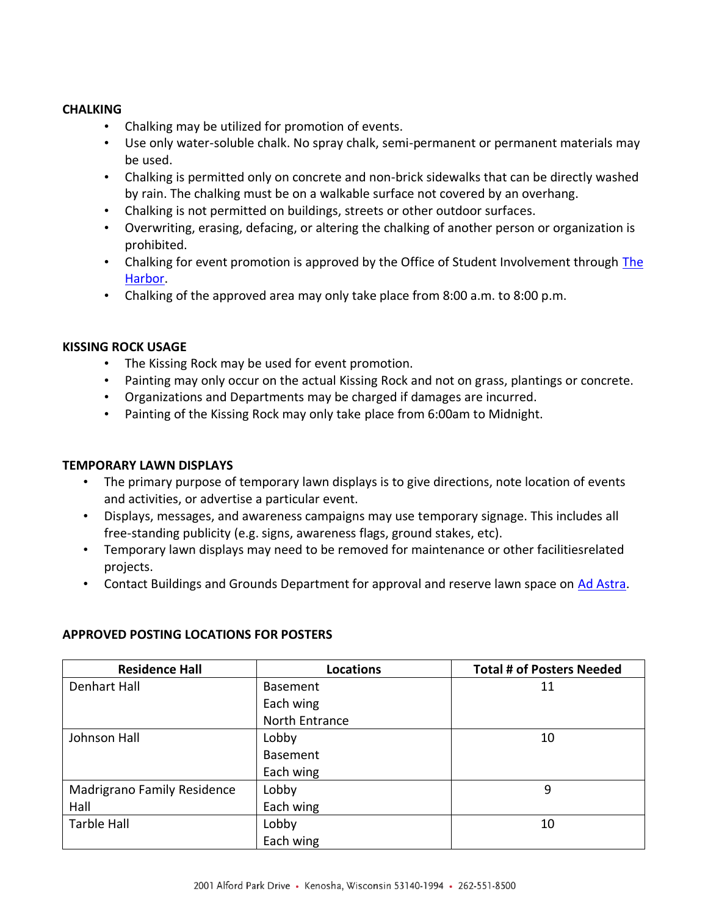**CHALKING**

- Chalking may be utilized for promotion of events.
- Use only water-soluble chalk. No spray chalk, semi-permanent or permanent materials may be used.
- Chalking is permitted only on concrete and non-brick sidewalks that can be directly washed by rain. The chalking must be on a walkable surface not covered by an overhang.
- Chalking is not permitted on buildings, streets or other outdoor surfaces.
- Overwriting, erasing, defacing, or altering the chalking of another person or organization is prohibited.
- Chalking for event promotion is approved by the Office of Student Involvement through The Harbor.
- Chalking of the approved area may only take place from 8:00 a.m. to 8:00 p.m.

**KISSING ROCK USAGE**

- The Kissing Rock may be used for event promotion.
- Painting may only occur on the actual Kissing Rock and not on grass, plantings or concrete.
- Organizations and Departments may be charged if damages are incurred.
- Painting of the Kissing Rock may only take place from 6:00am to Midnight.

**TEMPORARY LAWN DISPLAYS**

- The primary purpose of temporary lawn displays is to give directions, note location of events and activities, or advertise a particular event.
- Displays, messages, and awareness campaigns may use temporary signage. This includes all free-standing publicity (e.g. signs, awareness flags, ground stakes, etc).
- Temporary lawn displays may need to be removed for maintenance or other facilitiesrelated projects.
- Contact Buildings and Grounds Department for approval and reserve lawn space on Ad Astra.

**APPROVED POSTING LOCATIONS FOR POSTERS**

| Residence Hall | Locations | Total # of Posters Needed |
|---|---|---|
| Denhart Hall | Basement<br>Each wing<br>North Entrance | 11 |
| Johnson Hall | Lobby<br>Basement<br>Each wing | 10 |
| Madrigrano Family Residence Hall | Lobby<br>Each wing | 9 |
| Tarble Hall | Lobby<br>Each wing | 10 |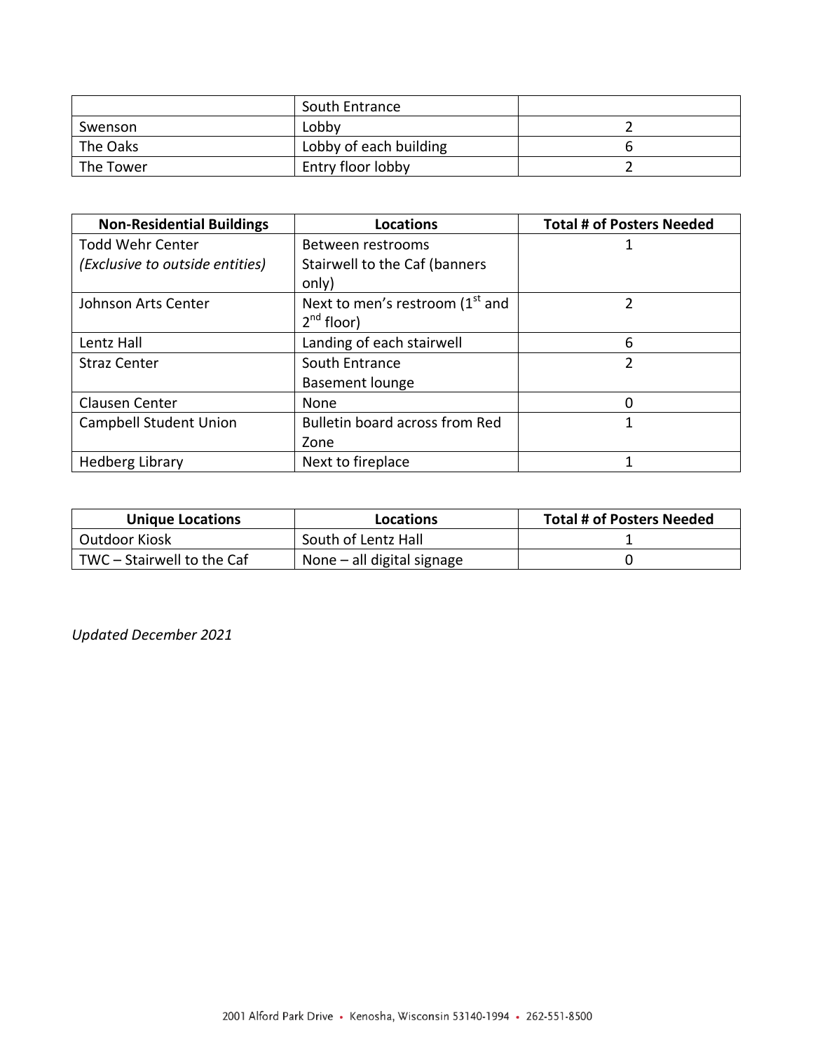| | | |
|---|---|---|
| | South Entrance | |
| Swenson | Lobby | 2 |
| The Oaks | Lobby of each building | 6 |
| The Tower | Entry floor lobby | 2 |

| Non-Residential Buildings | Locations | Total # of Posters Needed |
|---|---|---|
| Todd Wehr Center *(Exclusive to outside entities)* | Between restrooms Stairwell to the Caf (banners only) | 1 |
| Johnson Arts Center | Next to men's restroom (1st and 2nd floor) | 2 |
| Lentz Hall | Landing of each stairwell | 6 |
| Straz Center | South Entrance Basement lounge | 2 |
| Clausen Center | None | 0 |
| Campbell Student Union | Bulletin board across from Red Zone | 1 |
| Hedberg Library | Next to fireplace | 1 |

| Unique Locations | Locations | Total # of Posters Needed |
|---|---|---|
| Outdoor Kiosk | South of Lentz Hall | 1 |
| TWC – Stairwell to the Caf | None – all digital signage | 0 |

*Updated December 2021*